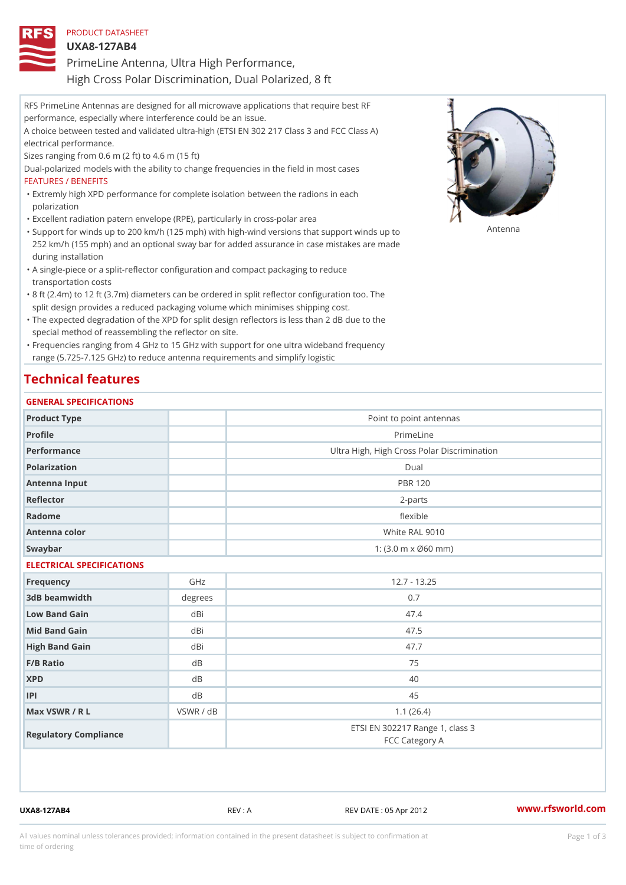PRODUCT DATASHEET

# UXA8-127AB4

PrimeLine Antenna, Ultra High Performance,
High Cross Polar Discrimination, Dual Polarized, 8 ft

RFS PrimeLine Antennas are designed for all microwave applications that require best RF performance, especially where interference could be an issue.

A choice between tested and validated ultra-high (ETSI EN 302 217 Class 3 and FCC Class A) electrical performance.

Sizes ranging from 0.6 m (2 ft) to 4.6 m (15 ft)

Dual-polarized models with the ability to change frequencies in the field in most cases

FEATURES / BENEFITS

- Extremly high XPD performance for complete isolation between the radions in each polarization
- Excellent radiation patern envelope (RPE), particularly in cross-polar area
- Support for winds up to 200 km/h (125 mph) with high-wind versions that support winds up to 252 km/h (155 mph) and an optional sway bar for added assurance in case mistakes are made during installation
- A single-piece or a split-reflector configuration and compact packaging to reduce transportation costs
- 8 ft (2.4m) to 12 ft (3.7m) diameters can be ordered in split reflector configuration too. The split design provides a reduced packaging volume which minimises shipping cost.
- The expected degradation of the XPD for split design reflectors is less than 2 dB due to the special method of reassembling the reflector on site.
- Frequencies ranging from 4 GHz to 15 GHz with support for one ultra wideband frequency range (5.725-7.125 GHz) to reduce antenna requirements and simplify logistic

Antenna

## Technical features

### GENERAL SPECIFICATIONS

| | | |
|---|---|---|
| Product Type | | Point to point antennas |
| Profile | | PrimeLine |
| Performance | | Ultra High, High Cross Polar Discrimination |
| Polarization | | Dual |
| Antenna Input | | PBR 120 |
| Reflector | | 2-parts |
| Radome | | flexible |
| Antenna color | | White RAL 9010 |
| Swaybar | | 1: (3.0 m x Ø60 mm) |

### ELECTRICAL SPECIFICATIONS

| | | |
|---|---|---|
| Frequency | GHz | 12.7 - 13.25 |
| 3dB beamwidth | degrees | 0.7 |
| Low Band Gain | dBi | 47.4 |
| Mid Band Gain | dBi | 47.5 |
| High Band Gain | dBi | 47.7 |
| F/B Ratio | dB | 75 |
| XPD | dB | 40 |
| IPI | dB | 45 |
| Max VSWR / R L | VSWR / dB | 1.1 (26.4) |
| Regulatory Compliance | | ETSI EN 302217 Range 1, class 3<br>FCC Category A |

UXA8-127AB4 REV : A REV DATE : 05 Apr 2012 www.rfsworld.com

All values nominal unless tolerances provided; information contained in the present datasheet is subject to confirmation at time of ordering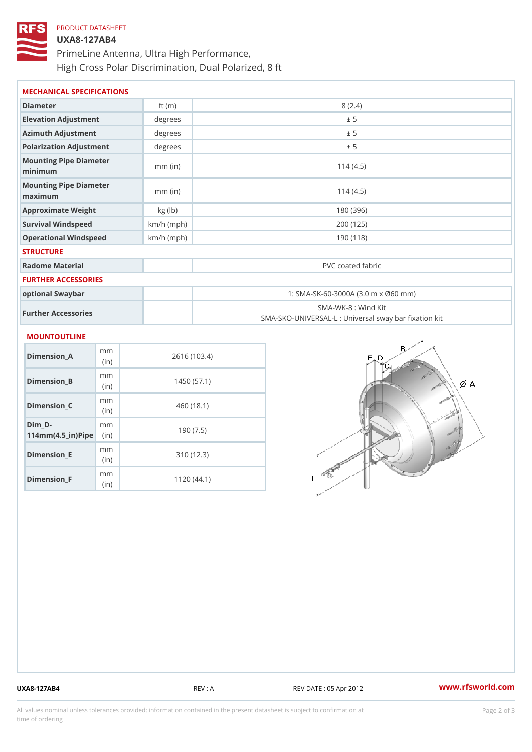PRODUCT DATASHEET

# UXA8-127AB4

PrimeLine Antenna, Ultra High Performance,
High Cross Polar Discrimination, Dual Polarized, 8 ft

## MECHANICAL SPECIFICATIONS

| | | |
|---|---|---|
| Diameter | ft (m) | 8 (2.4) |
| Elevation Adjustment | degrees | ± 5 |
| Azimuth Adjustment | degrees | ± 5 |
| Polarization Adjustment | degrees | ± 5 |
| Mounting Pipe Diameter minimum | mm (in) | 114 (4.5) |
| Mounting Pipe Diameter maximum | mm (in) | 114 (4.5) |
| Approximate Weight | kg (lb) | 180 (396) |
| Survival Windspeed | km/h (mph) | 200 (125) |
| Operational Windspeed | km/h (mph) | 190 (118) |

## STRUCTURE

| | | |
|---|---|---|
| Radome Material | | PVC coated fabric |

## FURTHER ACCESSORIES

| | | |
|---|---|---|
| optional Swaybar | | 1: SMA-SK-60-3000A (3.0 m x Ø60 mm) |
| Further Accessories | | SMA-WK-8 : Wind Kit<br>SMA-SKO-UNIVERSAL-L : Universal sway bar fixation kit |

## MOUNTOUTLINE

| | | |
|---|---|---|
| Dimension_A | mm (in) | 2616 (103.4) |
| Dimension_B | mm (in) | 1450 (57.1) |
| Dimension_C | mm (in) | 460 (18.1) |
| Dim_D-114mm(4.5_in)Pipe | mm (in) | 190 (7.5) |
| Dimension_E | mm (in) | 310 (12.3) |
| Dimension_F | mm (in) | 1120 (44.1) |

UXA8-127AB4 REV : A REV DATE : 05 Apr 2012 www.rfsworld.com

All values nominal unless tolerances provided; information contained in the present datasheet is subject to confirmation at time of ordering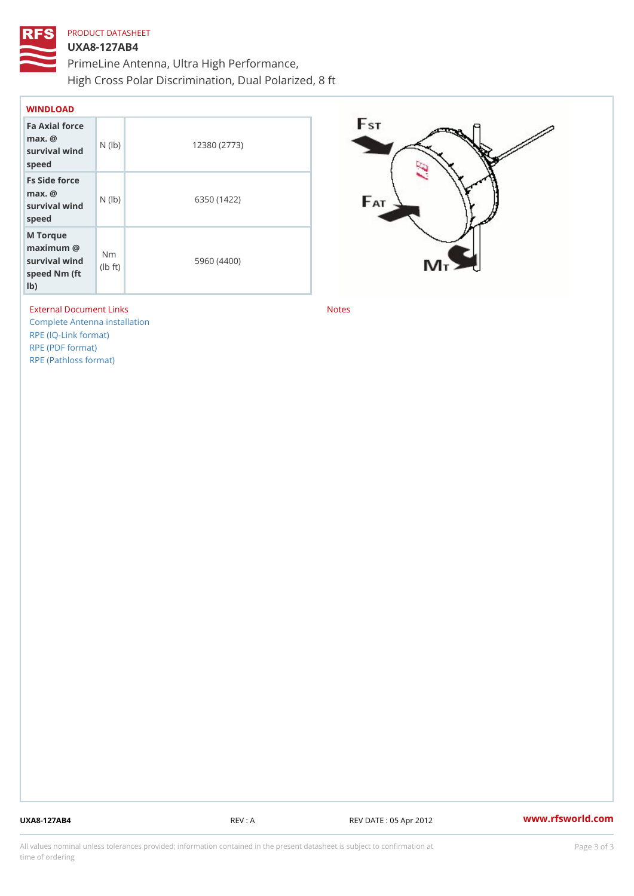PRODUCT DATASHEET

# UXA8-127AB4

PrimeLine Antenna, Ultra High Performance,
High Cross Polar Discrimination, Dual Polarized, 8 ft

## WINDLOAD

| | | |
|---|---|---|
| Fa Axial force max. @ survival wind speed | N (lb) | 12380 (2773) |
| Fs Side force max. @ survival wind speed | N (lb) | 6350 (1422) |
| M Torque maximum @ survival wind speed Nm (ft lb) | Nm (lb ft) | 5960 (4400) |

FST

FAT

MT

External Document Links

Complete Antenna installation

RPE (IQ-Link format)

RPE (PDF format)

RPE (Pathloss format)

Notes

UXA8-127AB4 REV : A REV DATE : 05 Apr 2012 www.rfsworld.com

All values nominal unless tolerances provided; information contained in the present datasheet is subject to confirmation at time of ordering